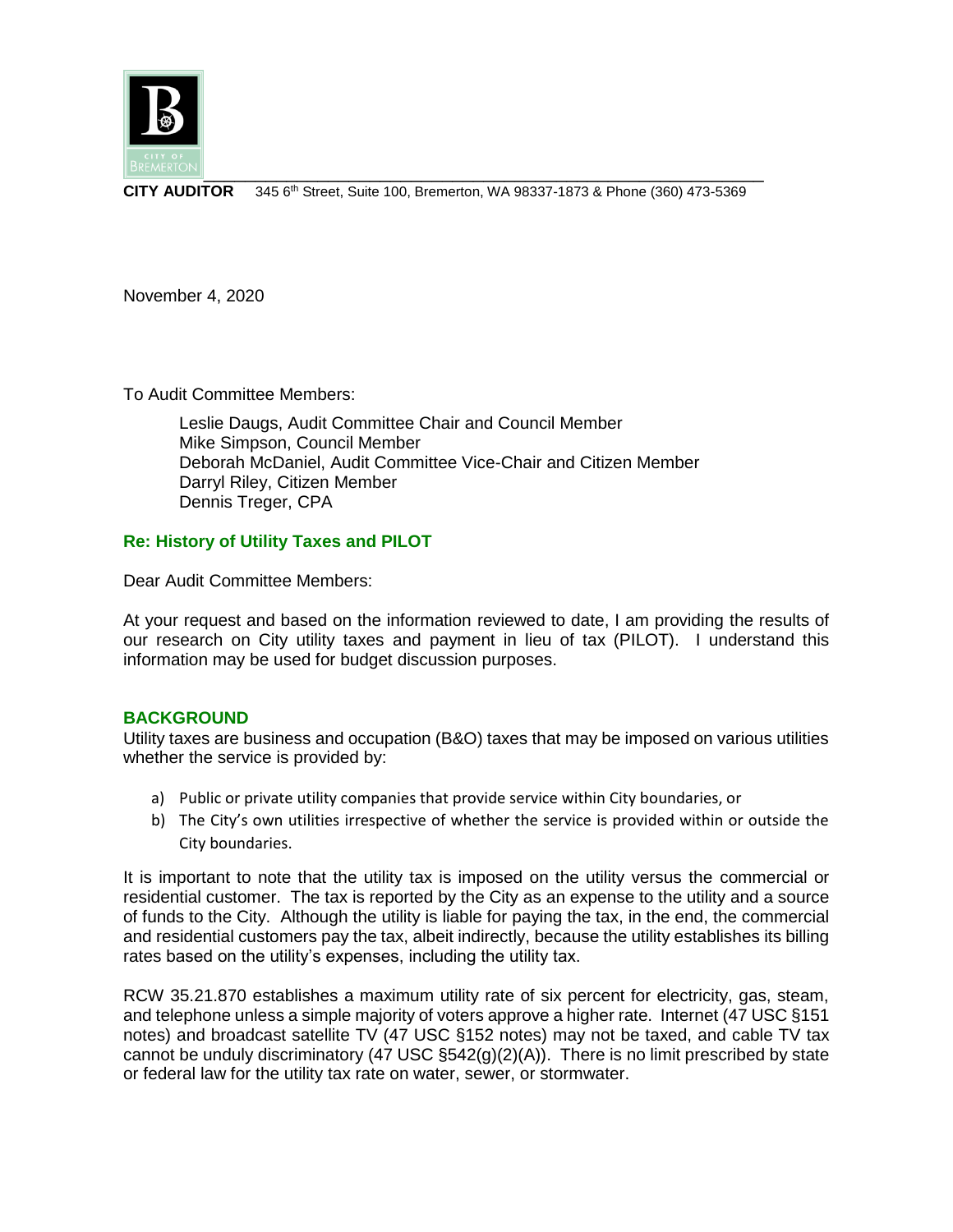**CITY AUDITOR** 345 6th Street, Suite 100, Bremerton, WA 98337-1873 & Phone (360) 473-5369

November 4, 2020

To Audit Committee Members:

Leslie Daugs, Audit Committee Chair and Council Member
Mike Simpson, Council Member
Deborah McDaniel, Audit Committee Vice-Chair and Citizen Member
Darryl Riley, Citizen Member
Dennis Treger, CPA

## Re: History of Utility Taxes and PILOT

Dear Audit Committee Members:

At your request and based on the information reviewed to date, I am providing the results of our research on City utility taxes and payment in lieu of tax (PILOT). I understand this information may be used for budget discussion purposes.

## BACKGROUND

Utility taxes are business and occupation (B&O) taxes that may be imposed on various utilities whether the service is provided by:

a) Public or private utility companies that provide service within City boundaries, or
b) The City's own utilities irrespective of whether the service is provided within or outside the City boundaries.

It is important to note that the utility tax is imposed on the utility versus the commercial or residential customer. The tax is reported by the City as an expense to the utility and a source of funds to the City. Although the utility is liable for paying the tax, in the end, the commercial and residential customers pay the tax, albeit indirectly, because the utility establishes its billing rates based on the utility's expenses, including the utility tax.

RCW 35.21.870 establishes a maximum utility rate of six percent for electricity, gas, steam, and telephone unless a simple majority of voters approve a higher rate. Internet (47 USC §151 notes) and broadcast satellite TV (47 USC §152 notes) may not be taxed, and cable TV tax cannot be unduly discriminatory (47 USC §542(g)(2)(A)). There is no limit prescribed by state or federal law for the utility tax rate on water, sewer, or stormwater.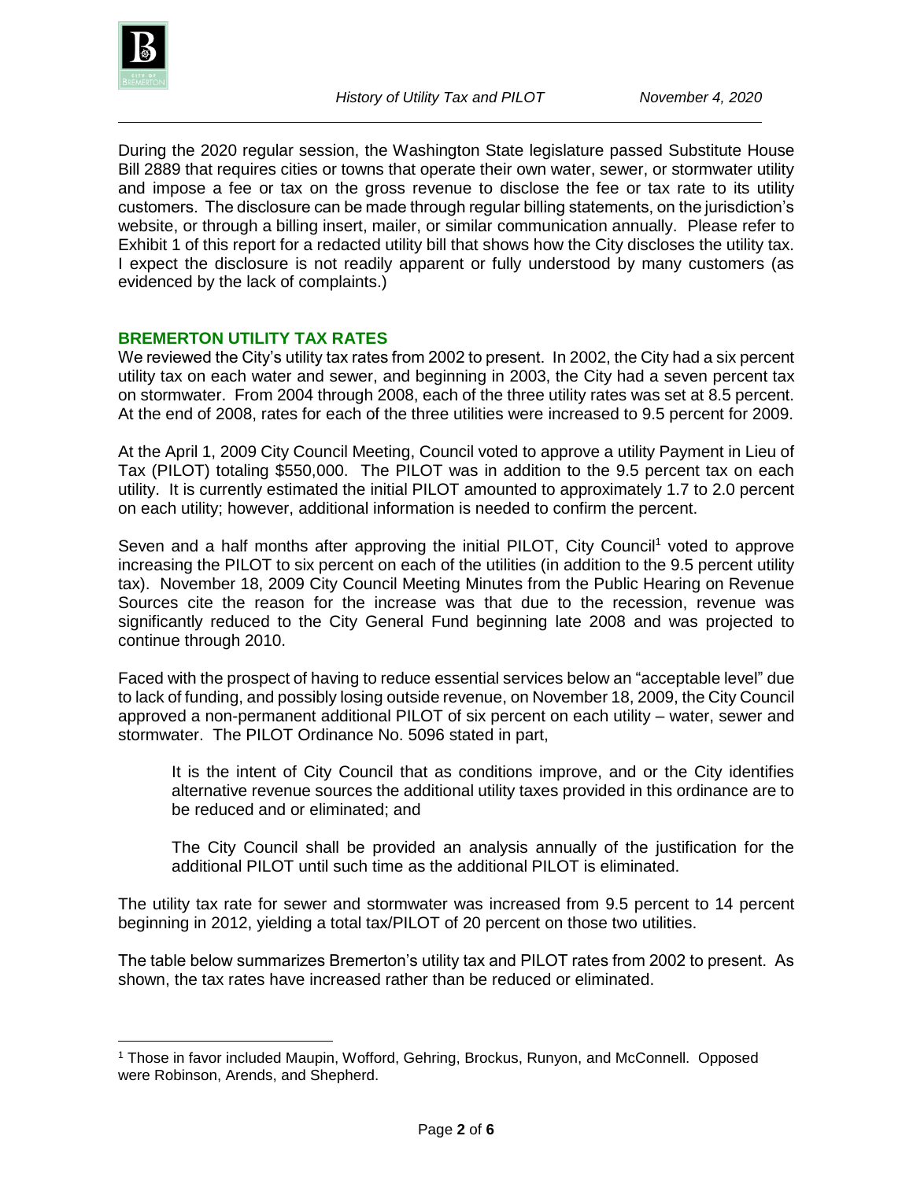During the 2020 regular session, the Washington State legislature passed Substitute House Bill 2889 that requires cities or towns that operate their own water, sewer, or stormwater utility and impose a fee or tax on the gross revenue to disclose the fee or tax rate to its utility customers. The disclosure can be made through regular billing statements, on the jurisdiction's website, or through a billing insert, mailer, or similar communication annually. Please refer to Exhibit 1 of this report for a redacted utility bill that shows how the City discloses the utility tax. I expect the disclosure is not readily apparent or fully understood by many customers (as evidenced by the lack of complaints.)

## BREMERTON UTILITY TAX RATES

We reviewed the City's utility tax rates from 2002 to present. In 2002, the City had a six percent utility tax on each water and sewer, and beginning in 2003, the City had a seven percent tax on stormwater. From 2004 through 2008, each of the three utility rates was set at 8.5 percent. At the end of 2008, rates for each of the three utilities were increased to 9.5 percent for 2009.

At the April 1, 2009 City Council Meeting, Council voted to approve a utility Payment in Lieu of Tax (PILOT) totaling $550,000. The PILOT was in addition to the 9.5 percent tax on each utility. It is currently estimated the initial PILOT amounted to approximately 1.7 to 2.0 percent on each utility; however, additional information is needed to confirm the percent.

Seven and a half months after approving the initial PILOT, City Council[1] voted to approve increasing the PILOT to six percent on each of the utilities (in addition to the 9.5 percent utility tax). November 18, 2009 City Council Meeting Minutes from the Public Hearing on Revenue Sources cite the reason for the increase was that due to the recession, revenue was significantly reduced to the City General Fund beginning late 2008 and was projected to continue through 2010.

Faced with the prospect of having to reduce essential services below an "acceptable level" due to lack of funding, and possibly losing outside revenue, on November 18, 2009, the City Council approved a non-permanent additional PILOT of six percent on each utility – water, sewer and stormwater. The PILOT Ordinance No. 5096 stated in part,

> It is the intent of City Council that as conditions improve, and or the City identifies alternative revenue sources the additional utility taxes provided in this ordinance are to be reduced and or eliminated; and
>
> The City Council shall be provided an analysis annually of the justification for the additional PILOT until such time as the additional PILOT is eliminated.

The utility tax rate for sewer and stormwater was increased from 9.5 percent to 14 percent beginning in 2012, yielding a total tax/PILOT of 20 percent on those two utilities.

The table below summarizes Bremerton's utility tax and PILOT rates from 2002 to present. As shown, the tax rates have increased rather than be reduced or eliminated.

[1] Those in favor included Maupin, Wofford, Gehring, Brockus, Runyon, and McConnell. Opposed were Robinson, Arends, and Shepherd.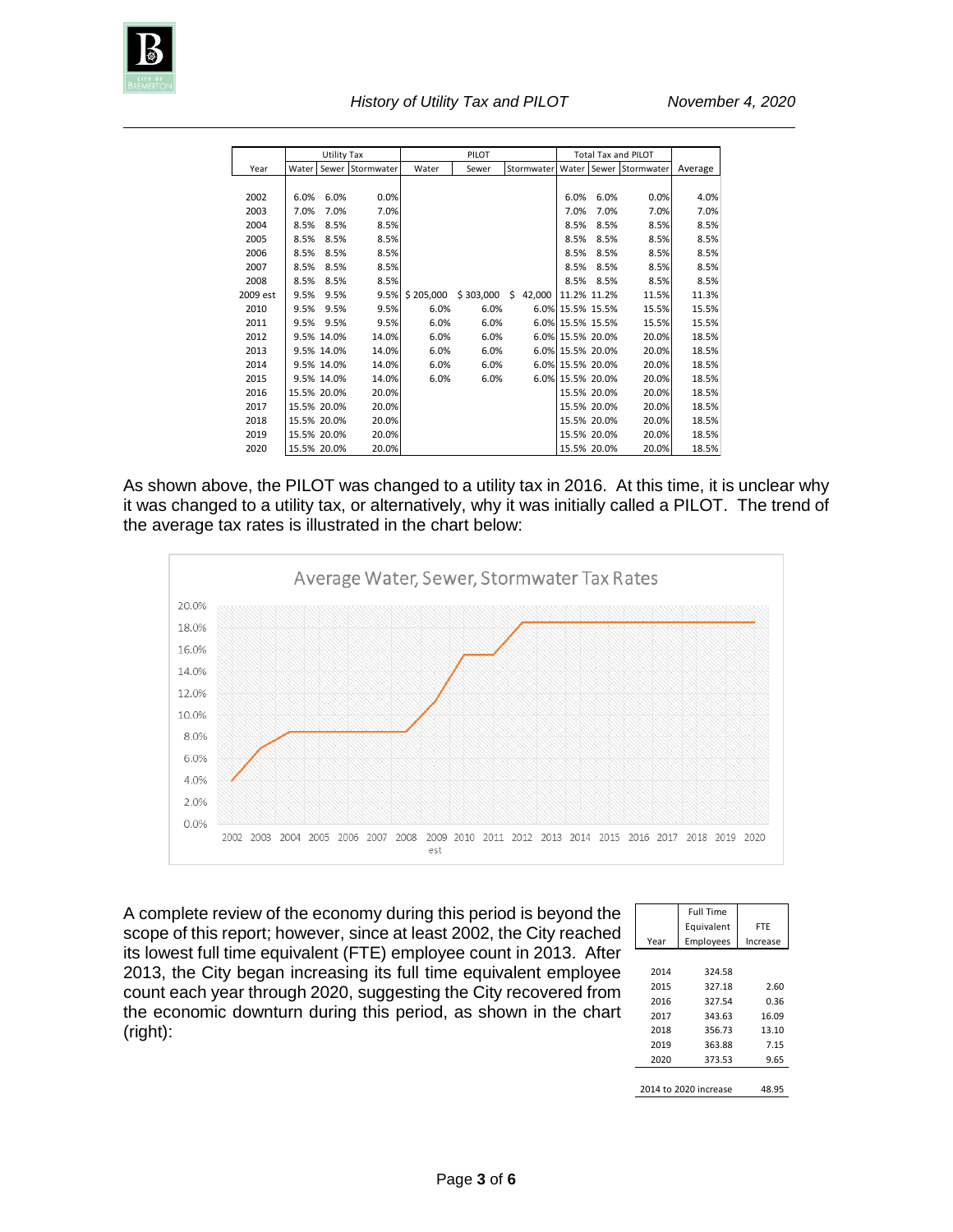| Year | Utility Tax | | | PILOT | | | Total Tax and PILOT | | | Average |
|---|---|---|---|---|---|---|---|---|---|---|
| | Water | Sewer | Stormwater | Water | Sewer | Stormwater | Water | Sewer | Stormwater | |
| 2002 | 6.0% | 6.0% | 0.0% | | | | 6.0% | 6.0% | 0.0% | 4.0% |
| 2003 | 7.0% | 7.0% | 7.0% | | | | 7.0% | 7.0% | 7.0% | 7.0% |
| 2004 | 8.5% | 8.5% | 8.5% | | | | 8.5% | 8.5% | 8.5% | 8.5% |
| 2005 | 8.5% | 8.5% | 8.5% | | | | 8.5% | 8.5% | 8.5% | 8.5% |
| 2006 | 8.5% | 8.5% | 8.5% | | | | 8.5% | 8.5% | 8.5% | 8.5% |
| 2007 | 8.5% | 8.5% | 8.5% | | | | 8.5% | 8.5% | 8.5% | 8.5% |
| 2008 | 8.5% | 8.5% | 8.5% | | | | 8.5% | 8.5% | 8.5% | 8.5% |
| 2009 est | 9.5% | 9.5% | 9.5% | $ 205,000 | $ 303,000 | $ 42,000 | 11.2% | 11.2% | 11.5% | 11.3% |
| 2010 | 9.5% | 9.5% | 9.5% | 6.0% | 6.0% | 6.0% | 15.5% | 15.5% | 15.5% | 15.5% |
| 2011 | 9.5% | 9.5% | 9.5% | 6.0% | 6.0% | 6.0% | 15.5% | 15.5% | 15.5% | 15.5% |
| 2012 | 9.5% | 14.0% | 14.0% | 6.0% | 6.0% | 6.0% | 15.5% | 20.0% | 20.0% | 18.5% |
| 2013 | 9.5% | 14.0% | 14.0% | 6.0% | 6.0% | 6.0% | 15.5% | 20.0% | 20.0% | 18.5% |
| 2014 | 9.5% | 14.0% | 14.0% | 6.0% | 6.0% | 6.0% | 15.5% | 20.0% | 20.0% | 18.5% |
| 2015 | 9.5% | 14.0% | 14.0% | 6.0% | 6.0% | 6.0% | 15.5% | 20.0% | 20.0% | 18.5% |
| 2016 | 15.5% | 20.0% | 20.0% | | | | 15.5% | 20.0% | 20.0% | 18.5% |
| 2017 | 15.5% | 20.0% | 20.0% | | | | 15.5% | 20.0% | 20.0% | 18.5% |
| 2018 | 15.5% | 20.0% | 20.0% | | | | 15.5% | 20.0% | 20.0% | 18.5% |
| 2019 | 15.5% | 20.0% | 20.0% | | | | 15.5% | 20.0% | 20.0% | 18.5% |
| 2020 | 15.5% | 20.0% | 20.0% | | | | 15.5% | 20.0% | 20.0% | 18.5% |

As shown above, the PILOT was changed to a utility tax in 2016. At this time, it is unclear why it was changed to a utility tax, or alternatively, why it was initially called a PILOT. The trend of the average tax rates is illustrated in the chart below:

**Average Water, Sewer, Stormwater Tax Rates**

| Year | Average Rate |
|---|---|
| 2002 | 4.0% |
| 2003 | 7.0% |
| 2004 | 8.5% |
| 2005 | 8.5% |
| 2006 | 8.5% |
| 2007 | 8.5% |
| 2008 | 8.5% |
| 2009 est | 11.3% |
| 2010 | 15.5% |
| 2011 | 15.5% |
| 2012 | 18.5% |
| 2013 | 18.5% |
| 2014 | 18.5% |
| 2015 | 18.5% |
| 2016 | 18.5% |
| 2017 | 18.5% |
| 2018 | 18.5% |
| 2019 | 18.5% |
| 2020 | 18.5% |

A complete review of the economy during this period is beyond the scope of this report; however, since at least 2002, the City reached its lowest full time equivalent (FTE) employee count in 2013. After 2013, the City began increasing its full time equivalent employee count each year through 2020, suggesting the City recovered from the economic downturn during this period, as shown in the chart (right):

| Year | Full Time Equivalent Employees | FTE Increase |
|---|---|---|
| 2014 | 324.58 | |
| 2015 | 327.18 | 2.60 |
| 2016 | 327.54 | 0.36 |
| 2017 | 343.63 | 16.09 |
| 2018 | 356.73 | 13.10 |
| 2019 | 363.88 | 7.15 |
| 2020 | 373.53 | 9.65 |
| 2014 to 2020 increase | | 48.95 |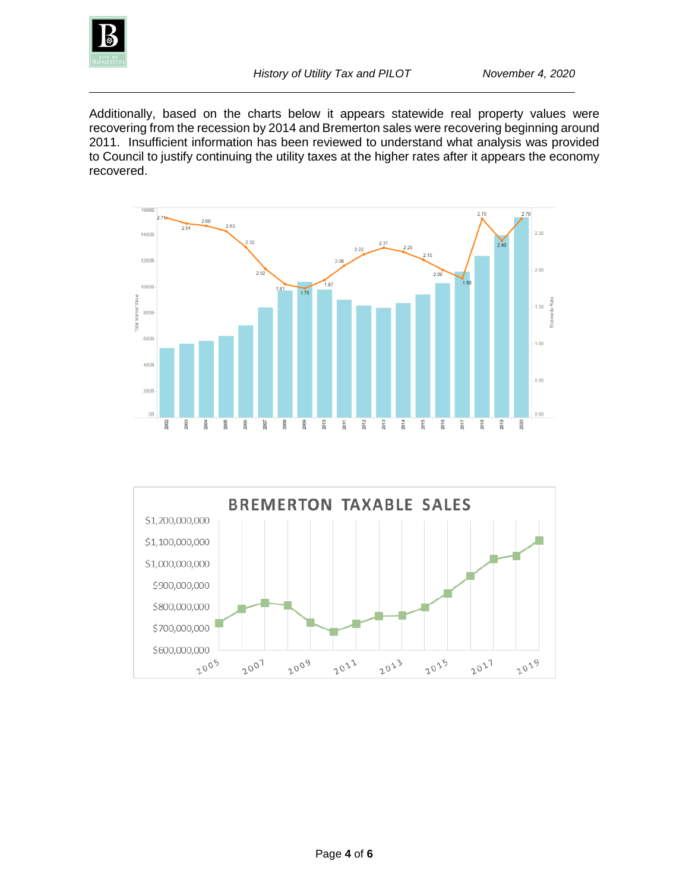Additionally, based on the charts below it appears statewide real property values were recovering from the recession by 2014 and Bremerton sales were recovering beginning around 2011. Insufficient information has been reviewed to understand what analysis was provided to Council to justify continuing the utility taxes at the higher rates after it appears the economy recovered.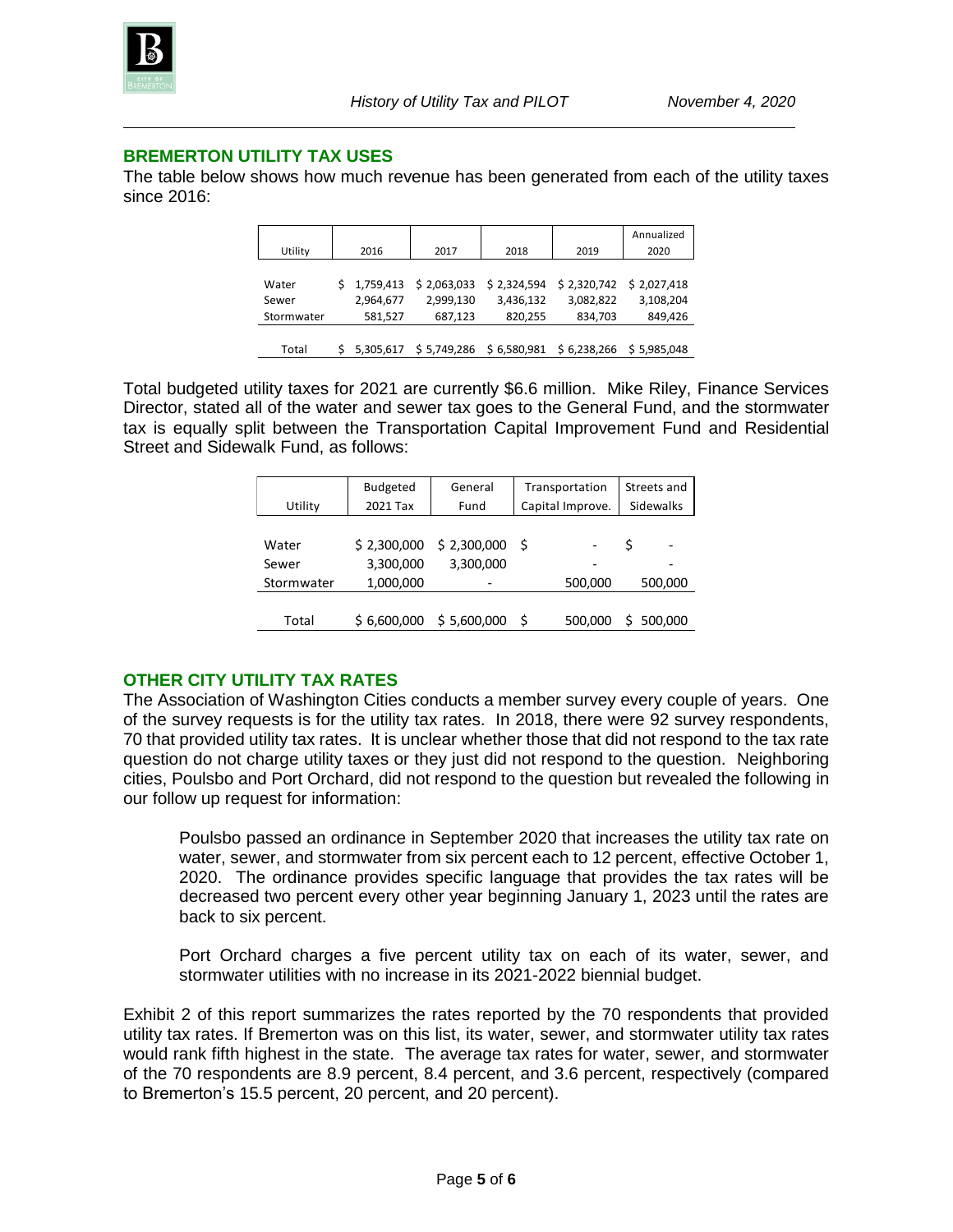## BREMERTON UTILITY TAX USES

The table below shows how much revenue has been generated from each of the utility taxes since 2016:

| Utility | 2016 | 2017 | 2018 | 2019 | Annualized 2020 |
|---|---|---|---|---|---|
| Water | $ 1,759,413 | $ 2,063,033 | $ 2,324,594 | $ 2,320,742 | $ 2,027,418 |
| Sewer | 2,964,677 | 2,999,130 | 3,436,132 | 3,082,822 | 3,108,204 |
| Stormwater | 581,527 | 687,123 | 820,255 | 834,703 | 849,426 |
| Total | $ 5,305,617 | $ 5,749,286 | $ 6,580,981 | $ 6,238,266 | $ 5,985,048 |

Total budgeted utility taxes for 2021 are currently $6.6 million. Mike Riley, Finance Services Director, stated all of the water and sewer tax goes to the General Fund, and the stormwater tax is equally split between the Transportation Capital Improvement Fund and Residential Street and Sidewalk Fund, as follows:

| Utility | Budgeted 2021 Tax | General Fund | Transportation Capital Improve. | Streets and Sidewalks |
|---|---|---|---|---|
| Water | $ 2,300,000 | $ 2,300,000 | $ - | $ - |
| Sewer | 3,300,000 | 3,300,000 | - | - |
| Stormwater | 1,000,000 | - | 500,000 | 500,000 |
| Total | $ 6,600,000 | $ 5,600,000 | $ 500,000 | $ 500,000 |

## OTHER CITY UTILITY TAX RATES

The Association of Washington Cities conducts a member survey every couple of years. One of the survey requests is for the utility tax rates. In 2018, there were 92 survey respondents, 70 that provided utility tax rates. It is unclear whether those that did not respond to the tax rate question do not charge utility taxes or they just did not respond to the question. Neighboring cities, Poulsbo and Port Orchard, did not respond to the question but revealed the following in our follow up request for information:

> Poulsbo passed an ordinance in September 2020 that increases the utility tax rate on water, sewer, and stormwater from six percent each to 12 percent, effective October 1, 2020. The ordinance provides specific language that provides the tax rates will be decreased two percent every other year beginning January 1, 2023 until the rates are back to six percent.
>
> Port Orchard charges a five percent utility tax on each of its water, sewer, and stormwater utilities with no increase in its 2021-2022 biennial budget.

Exhibit 2 of this report summarizes the rates reported by the 70 respondents that provided utility tax rates. If Bremerton was on this list, its water, sewer, and stormwater utility tax rates would rank fifth highest in the state. The average tax rates for water, sewer, and stormwater of the 70 respondents are 8.9 percent, 8.4 percent, and 3.6 percent, respectively (compared to Bremerton's 15.5 percent, 20 percent, and 20 percent).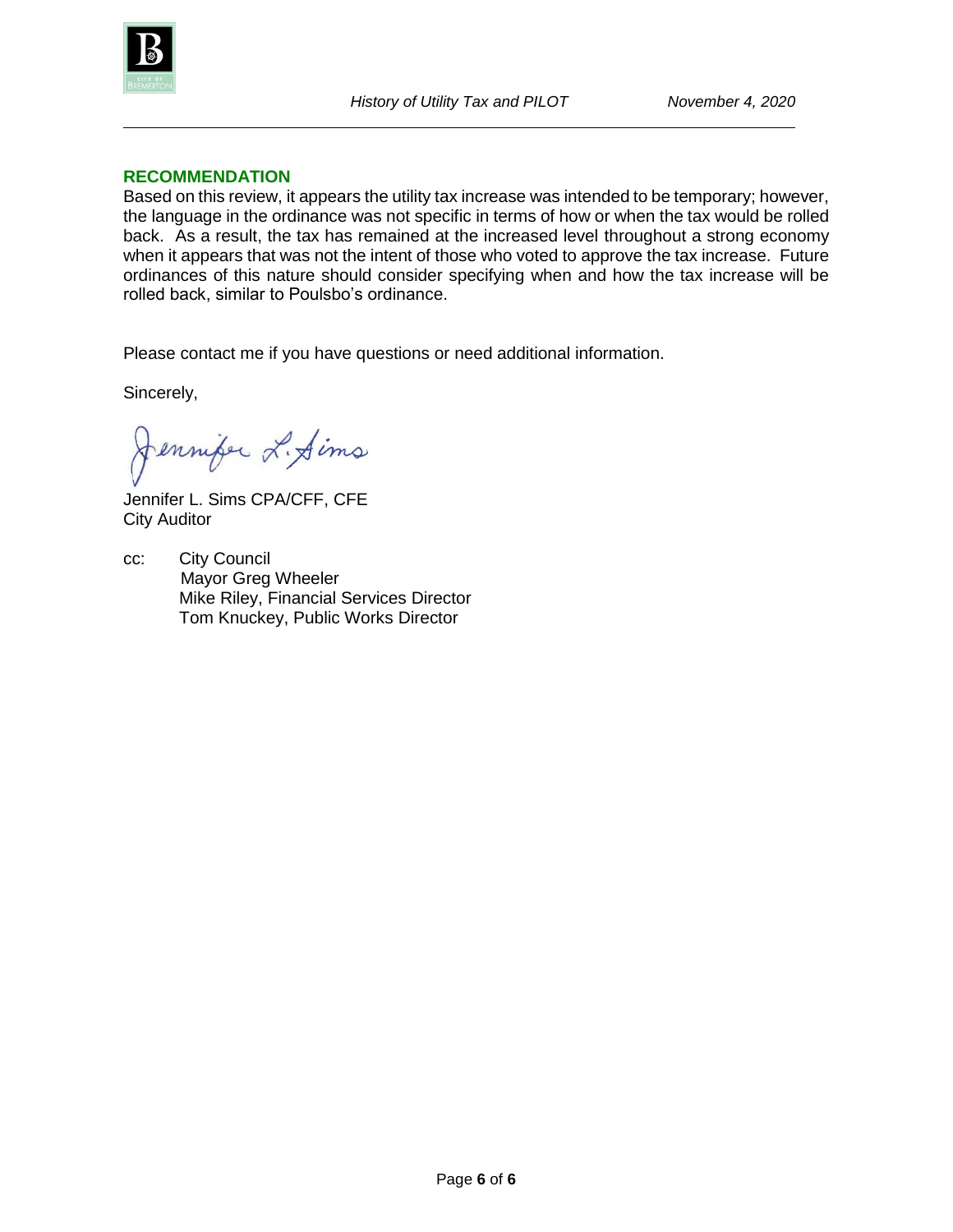## RECOMMENDATION

Based on this review, it appears the utility tax increase was intended to be temporary; however, the language in the ordinance was not specific in terms of how or when the tax would be rolled back. As a result, the tax has remained at the increased level throughout a strong economy when it appears that was not the intent of those who voted to approve the tax increase. Future ordinances of this nature should consider specifying when and how the tax increase will be rolled back, similar to Poulsbo's ordinance.

Please contact me if you have questions or need additional information.

Sincerely,

Jennifer L. Sims

Jennifer L. Sims CPA/CFF, CFE
City Auditor

cc: City Council
Mayor Greg Wheeler
Mike Riley, Financial Services Director
Tom Knuckey, Public Works Director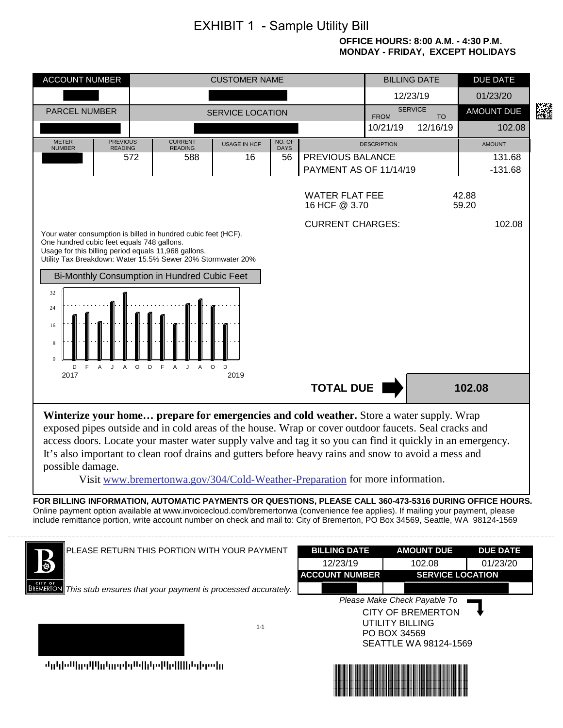# EXHIBIT 1 - Sample Utility Bill

**OFFICE HOURS: 8:00 A.M. - 4:30 P.M.**
**MONDAY - FRIDAY, EXCEPT HOLIDAYS**

| ACCOUNT NUMBER | CUSTOMER NAME | BILLING DATE | DUE DATE |
|---|---|---|---|
| ███ | ███ | 12/23/19 | 01/23/20 |

| PARCEL NUMBER | SERVICE LOCATION | SERVICE FROM | SERVICE TO | AMOUNT DUE |
|---|---|---|---|---|
| ███ | ███ | 10/21/19 | 12/16/19 | 102.08 |

| METER NUMBER | PREVIOUS READING | CURRENT READING | USAGE IN HCF | NO. OF DAYS | DESCRIPTION | AMOUNT |
|---|---|---|---|---|---|---|
| ███ | 572 | 588 | 16 | 56 | PREVIOUS BALANCE | 131.68 |
| | | | | | PAYMENT AS OF 11/14/19 | -131.68 |
| | | | | | WATER FLAT FEE | 42.88 |
| | | | | | 16 HCF @ 3.70 | 59.20 |
| | | | | | CURRENT CHARGES: | 102.08 |

Your water consumption is billed in hundred cubic feet (HCF).
One hundred cubic feet equals 748 gallons.
Usage for this billing period equals 11,968 gallons.
Utility Tax Breakdown: Water 15.5% Sewer 20% Stormwater 20%

Bi-Monthly Consumption in Hundred Cubic Feet

(Chart: D F A J A O D F A J A O D, 2017 – 2019; axis 0, 8, 16, 24, 32)

**TOTAL DUE** **102.08**

**Winterize your home… prepare for emergencies and cold weather.** Store a water supply. Wrap exposed pipes outside and in cold areas of the house. Wrap or cover outdoor faucets. Seal cracks and access doors. Locate your master water supply valve and tag it so you can find it quickly in an emergency. It's also important to clean roof drains and gutters before heavy rains and snow to avoid a mess and possible damage.

Visit www.bremertonwa.gov/304/Cold-Weather-Preparation for more information.

**FOR BILLING INFORMATION, AUTOMATIC PAYMENTS OR QUESTIONS, PLEASE CALL 360-473-5316 DURING OFFICE HOURS.**
Online payment option available at www.invoicecloud.com/bremertonwa (convenience fee applies). If mailing your payment, please include remittance portion, write account number on check and mail to: City of Bremerton, PO Box 34569, Seattle, WA 98124-1569

---

CITY OF BREMERTON

PLEASE RETURN THIS PORTION WITH YOUR PAYMENT

*This stub ensures that your payment is processed accurately.*

| BILLING DATE | AMOUNT DUE | DUE DATE |
|---|---|---|
| 12/23/19 | 102.08 | 01/23/20 |

| ACCOUNT NUMBER | SERVICE LOCATION |
|---|---|
| ███ | ███ |

1-1

*Please Make Check Payable To*

CITY OF BREMERTON
UTILITY BILLING
PO BOX 34569
SEATTLE WA 98124-1569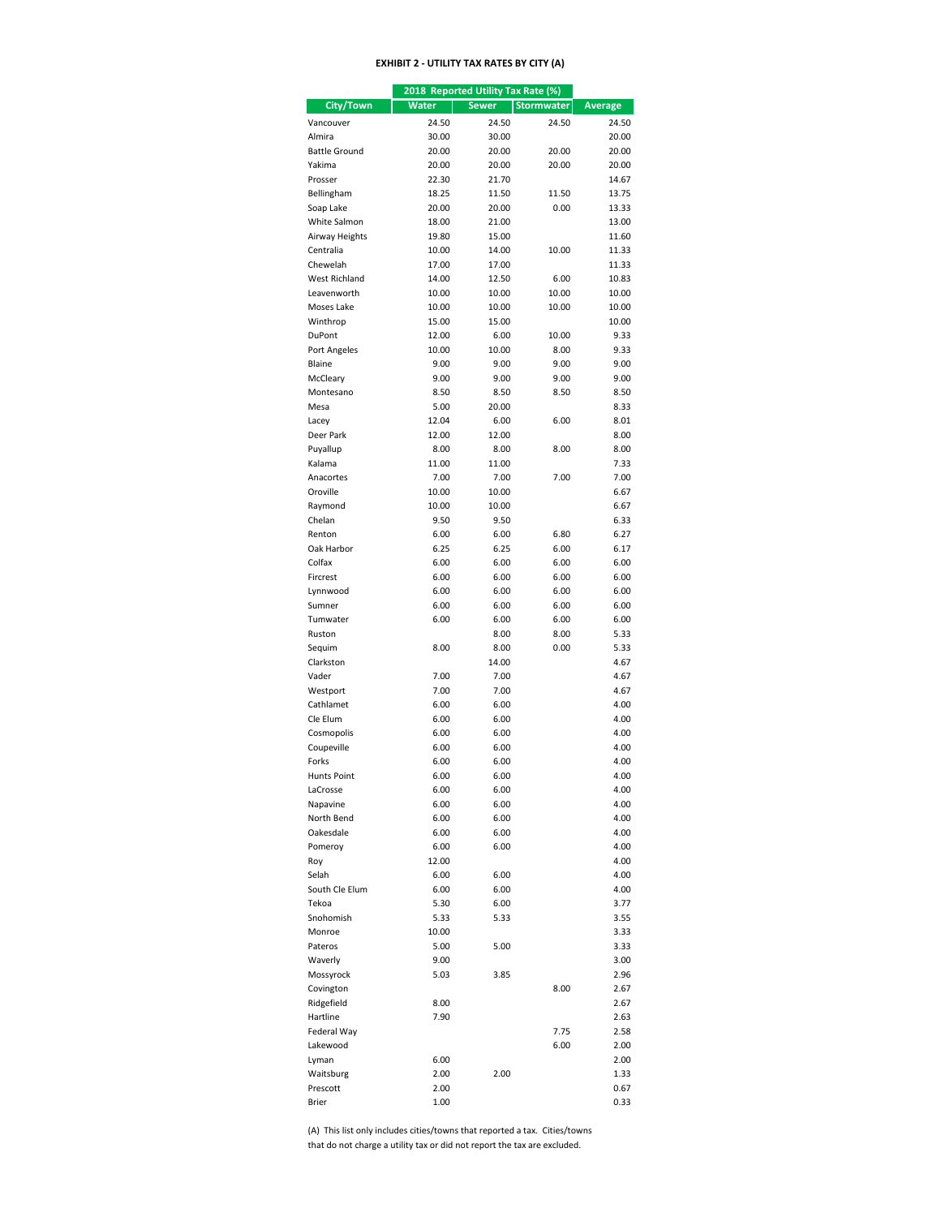# EXHIBIT 2 - UTILITY TAX RATES BY CITY (A)

| | 2018 Reported Utility Tax Rate (%) | | | |
|---|---|---|---|---|
| City/Town | Water | Sewer | Stormwater | Average |
| Vancouver | 24.50 | 24.50 | 24.50 | 24.50 |
| Almira | 30.00 | 30.00 | | 20.00 |
| Battle Ground | 20.00 | 20.00 | 20.00 | 20.00 |
| Yakima | 20.00 | 20.00 | 20.00 | 20.00 |
| Prosser | 22.30 | 21.70 | | 14.67 |
| Bellingham | 18.25 | 11.50 | 11.50 | 13.75 |
| Soap Lake | 20.00 | 20.00 | 0.00 | 13.33 |
| White Salmon | 18.00 | 21.00 | | 13.00 |
| Airway Heights | 19.80 | 15.00 | | 11.60 |
| Centralia | 10.00 | 14.00 | 10.00 | 11.33 |
| Chewelah | 17.00 | 17.00 | | 11.33 |
| West Richland | 14.00 | 12.50 | 6.00 | 10.83 |
| Leavenworth | 10.00 | 10.00 | 10.00 | 10.00 |
| Moses Lake | 10.00 | 10.00 | 10.00 | 10.00 |
| Winthrop | 15.00 | 15.00 | | 10.00 |
| DuPont | 12.00 | 6.00 | 10.00 | 9.33 |
| Port Angeles | 10.00 | 10.00 | 8.00 | 9.33 |
| Blaine | 9.00 | 9.00 | 9.00 | 9.00 |
| McCleary | 9.00 | 9.00 | 9.00 | 9.00 |
| Montesano | 8.50 | 8.50 | 8.50 | 8.50 |
| Mesa | 5.00 | 20.00 | | 8.33 |
| Lacey | 12.04 | 6.00 | 6.00 | 8.01 |
| Deer Park | 12.00 | 12.00 | | 8.00 |
| Puyallup | 8.00 | 8.00 | 8.00 | 8.00 |
| Kalama | 11.00 | 11.00 | | 7.33 |
| Anacortes | 7.00 | 7.00 | 7.00 | 7.00 |
| Oroville | 10.00 | 10.00 | | 6.67 |
| Raymond | 10.00 | 10.00 | | 6.67 |
| Chelan | 9.50 | 9.50 | | 6.33 |
| Renton | 6.00 | 6.00 | 6.80 | 6.27 |
| Oak Harbor | 6.25 | 6.25 | 6.00 | 6.17 |
| Colfax | 6.00 | 6.00 | 6.00 | 6.00 |
| Fircrest | 6.00 | 6.00 | 6.00 | 6.00 |
| Lynnwood | 6.00 | 6.00 | 6.00 | 6.00 |
| Sumner | 6.00 | 6.00 | 6.00 | 6.00 |
| Tumwater | 6.00 | 6.00 | 6.00 | 6.00 |
| Ruston | | 8.00 | 8.00 | 5.33 |
| Sequim | 8.00 | 8.00 | 0.00 | 5.33 |
| Clarkston | | 14.00 | | 4.67 |
| Vader | 7.00 | 7.00 | | 4.67 |
| Westport | 7.00 | 7.00 | | 4.67 |
| Cathlamet | 6.00 | 6.00 | | 4.00 |
| Cle Elum | 6.00 | 6.00 | | 4.00 |
| Cosmopolis | 6.00 | 6.00 | | 4.00 |
| Coupeville | 6.00 | 6.00 | | 4.00 |
| Forks | 6.00 | 6.00 | | 4.00 |
| Hunts Point | 6.00 | 6.00 | | 4.00 |
| LaCrosse | 6.00 | 6.00 | | 4.00 |
| Napavine | 6.00 | 6.00 | | 4.00 |
| North Bend | 6.00 | 6.00 | | 4.00 |
| Oakesdale | 6.00 | 6.00 | | 4.00 |
| Pomeroy | 6.00 | 6.00 | | 4.00 |
| Roy | 12.00 | | | 4.00 |
| Selah | 6.00 | 6.00 | | 4.00 |
| South Cle Elum | 6.00 | 6.00 | | 4.00 |
| Tekoa | 5.30 | 6.00 | | 3.77 |
| Snohomish | 5.33 | 5.33 | | 3.55 |
| Monroe | 10.00 | | | 3.33 |
| Pateros | 5.00 | 5.00 | | 3.33 |
| Waverly | 9.00 | | | 3.00 |
| Mossyrock | 5.03 | 3.85 | | 2.96 |
| Covington | | | 8.00 | 2.67 |
| Ridgefield | 8.00 | | | 2.67 |
| Hartline | 7.90 | | | 2.63 |
| Federal Way | | | 7.75 | 2.58 |
| Lakewood | | | 6.00 | 2.00 |
| Lyman | 6.00 | | | 2.00 |
| Waitsburg | 2.00 | 2.00 | | 1.33 |
| Prescott | 2.00 | | | 0.67 |
| Brier | 1.00 | | | 0.33 |

(A) This list only includes cities/towns that reported a tax. Cities/towns that do not charge a utility tax or did not report the tax are excluded.